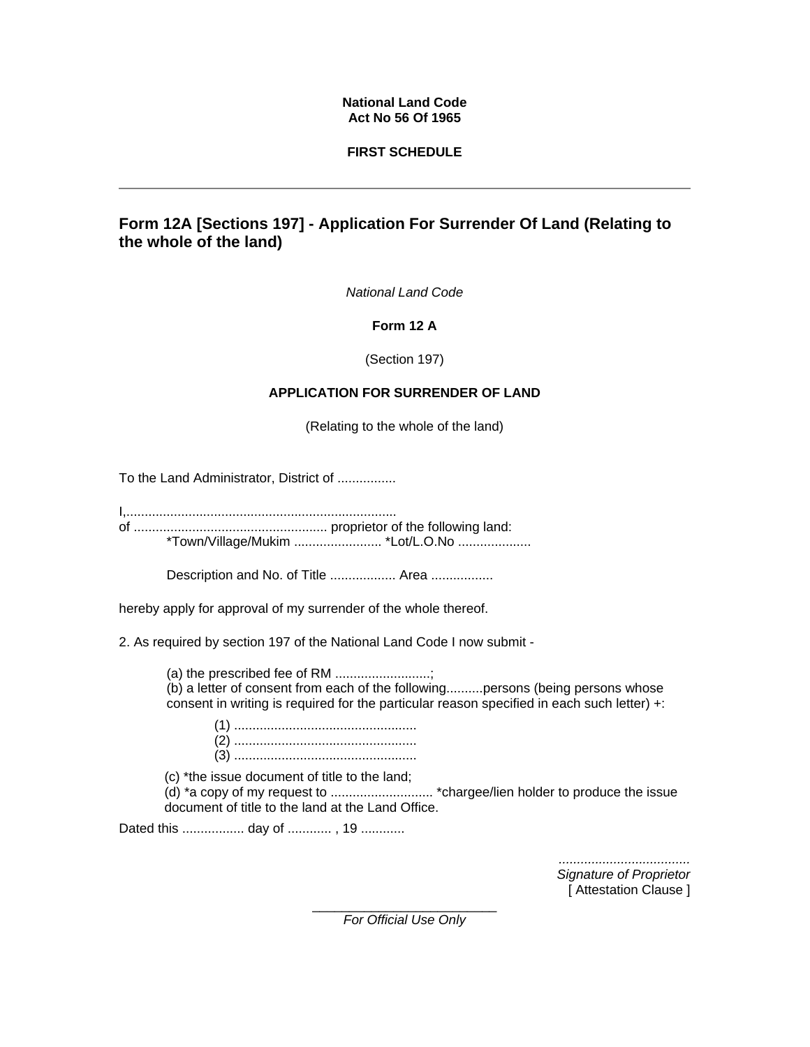**National Land Code**
**Act No 56 Of 1965**

**FIRST SCHEDULE**

---

## Form 12A [Sections 197] - Application For Surrender Of Land (Relating to the whole of the land)

*National Land Code*

**Form 12 A**

(Section 197)

**APPLICATION FOR SURRENDER OF LAND**

(Relating to the whole of the land)

To the Land Administrator, District of ................

I,..........................................................................
of ..................................................... proprietor of the following land:
*Town/Village/Mukim ........................ *Lot/L.O.No ....................

Description and No. of Title .................. Area .................

hereby apply for approval of my surrender of the whole thereof.

2. As required by section 197 of the National Land Code I now submit -

(a) the prescribed fee of RM ..........................;
(b) a letter of consent from each of the following..........persons (being persons whose consent in writing is required for the particular reason specified in each such letter) +:

(1) ..................................................
(2) ..................................................
(3) ..................................................

(c) *the issue document of title to the land;
(d) *a copy of my request to ............................ *chargee/lien holder to produce the issue document of title to the land at the Land Office.

Dated this ................. day of ............ , 19 ............

....................................
*Signature of Proprietor*
[ Attestation Clause ]

---

*For Official Use Only*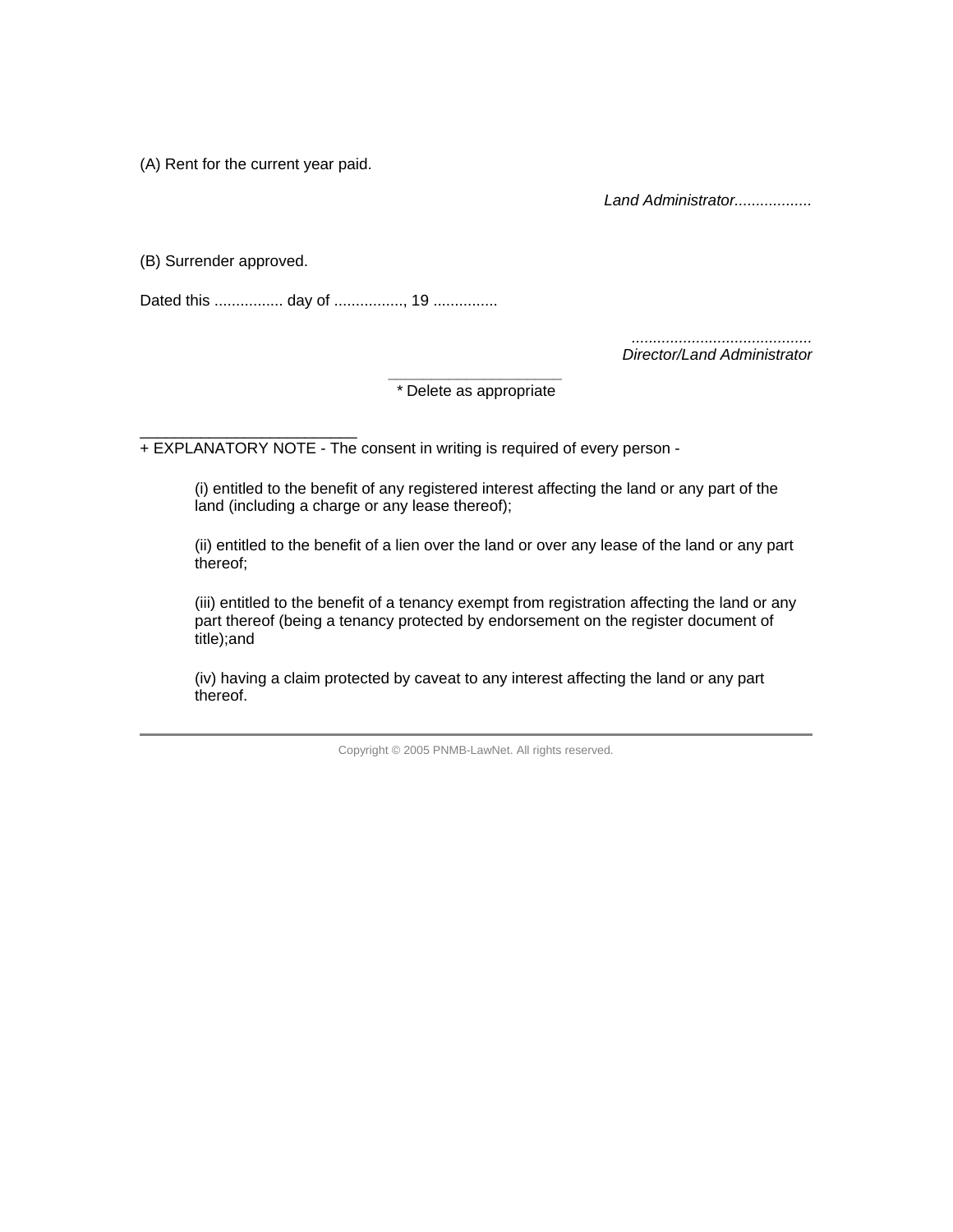(A) Rent for the current year paid.

*Land Administrator..................*

(B) Surrender approved.

Dated this ................ day of ................, 19 ...............

*..........................................*
*Director/Land Administrator*

* Delete as appropriate

+ EXPLANATORY NOTE - The consent in writing is required of every person -

(i) entitled to the benefit of any registered interest affecting the land or any part of the land (including a charge or any lease thereof);

(ii) entitled to the benefit of a lien over the land or over any lease of the land or any part thereof;

(iii) entitled to the benefit of a tenancy exempt from registration affecting the land or any part thereof (being a tenancy protected by endorsement on the register document of title);and

(iv) having a claim protected by caveat to any interest affecting the land or any part thereof.

Copyright © 2005 PNMB-LawNet. All rights reserved.